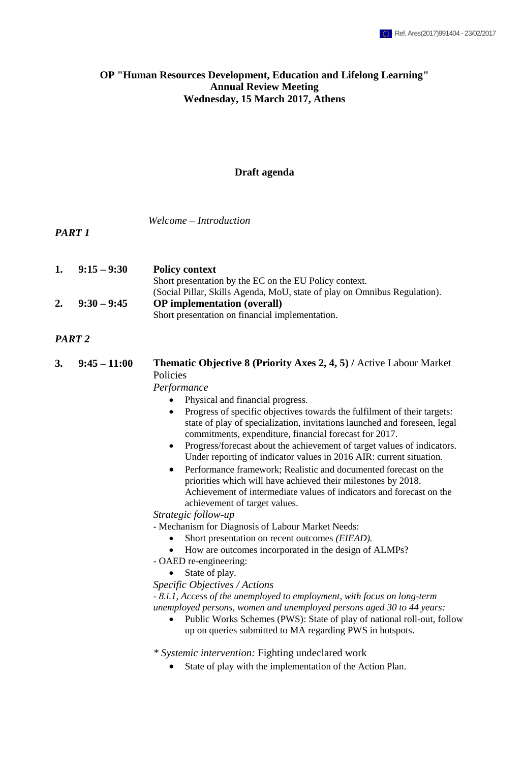**OP "Human Resources Development, Education and Lifelong Learning"**
**Annual Review Meeting**
**Wednesday, 15 March 2017, Athens**

**Draft agenda**

*Welcome – Introduction*

***PART 1***

**1. 9:15 – 9:30** **Policy context**
Short presentation by the EC on the EU Policy context.
(Social Pillar, Skills Agenda, MoU, state of play on Omnibus Regulation).

**2. 9:30 – 9:45** **OP implementation (overall)**
Short presentation on financial implementation.

***PART 2***

**3. 9:45 – 11:00** **Thematic Objective 8 (Priority Axes 2, 4, 5) /** Active Labour Market Policies

*Performance*

- Physical and financial progress.
- Progress of specific objectives towards the fulfilment of their targets: state of play of specialization, invitations launched and foreseen, legal commitments, expenditure, financial forecast for 2017.
- Progress/forecast about the achievement of target values of indicators. Under reporting of indicator values in 2016 AIR: current situation.
- Performance framework; Realistic and documented forecast on the priorities which will have achieved their milestones by 2018. Achievement of intermediate values of indicators and forecast on the achievement of target values.

*Strategic follow-up*

- Mechanism for Diagnosis of Labour Market Needs:
  - Short presentation on recent outcomes *(EIEAD).*
  - How are outcomes incorporated in the design of ALMPs?
- OAED re-engineering:
  - State of play.

*Specific Objectives / Actions*

*- 8.i.1, Access of the unemployed to employment, with focus on long-term unemployed persons, women and unemployed persons aged 30 to 44 years:*

- Public Works Schemes (PWS): State of play of national roll-out, follow up on queries submitted to MA regarding PWS in hotspots.

*\* Systemic intervention:* Fighting undeclared work

- State of play with the implementation of the Action Plan.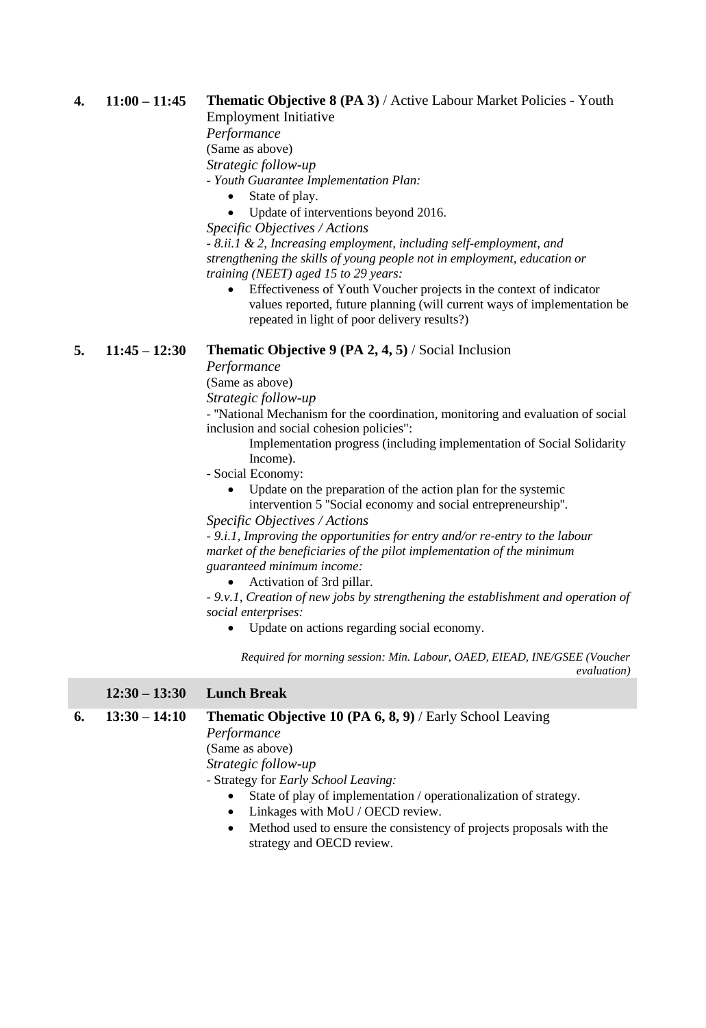**4.** **11:00 – 11:45** **Thematic Objective 8 (PA 3)** / Active Labour Market Policies - Youth Employment Initiative

*Performance*

(Same as above)

*Strategic follow-up*

- *Youth Guarantee Implementation Plan:*
  - State of play.
  - Update of interventions beyond 2016.

*Specific Objectives / Actions*

- *8.ii.1 & 2, Increasing employment, including self-employment, and strengthening the skills of young people not in employment, education or training (NEET) aged 15 to 29 years:*
  - Effectiveness of Youth Voucher projects in the context of indicator values reported, future planning (will current ways of implementation be repeated in light of poor delivery results?)

**5.** **11:45 – 12:30** **Thematic Objective 9 (PA 2, 4, 5)** / Social Inclusion

*Performance*

(Same as above)

*Strategic follow-up*

- "National Mechanism for the coordination, monitoring and evaluation of social inclusion and social cohesion policies":

  Implementation progress (including implementation of Social Solidarity Income).

- Social Economy:
  - Update on the preparation of the action plan for the systemic intervention 5 "Social economy and social entrepreneurship".

*Specific Objectives / Actions*

- *9.i.1, Improving the opportunities for entry and/or re-entry to the labour market of the beneficiaries of the pilot implementation of the minimum guaranteed minimum income:*
  - Activation of 3rd pillar.
- *9.v.1, Creation of new jobs by strengthening the establishment and operation of social enterprises:*
  - Update on actions regarding social economy.

*Required for morning session: Min. Labour, OAED, EIEAD, INE/GSEE (Voucher evaluation)*

**12:30 – 13:30** **Lunch Break**

**6.** **13:30 – 14:10** **Thematic Objective 10 (PA 6, 8, 9)** / Early School Leaving

*Performance*

(Same as above)

*Strategic follow-up*

- Strategy for *Early School Leaving:*
  - State of play of implementation / operationalization of strategy.
  - Linkages with MoU / OECD review.
  - Method used to ensure the consistency of projects proposals with the strategy and OECD review.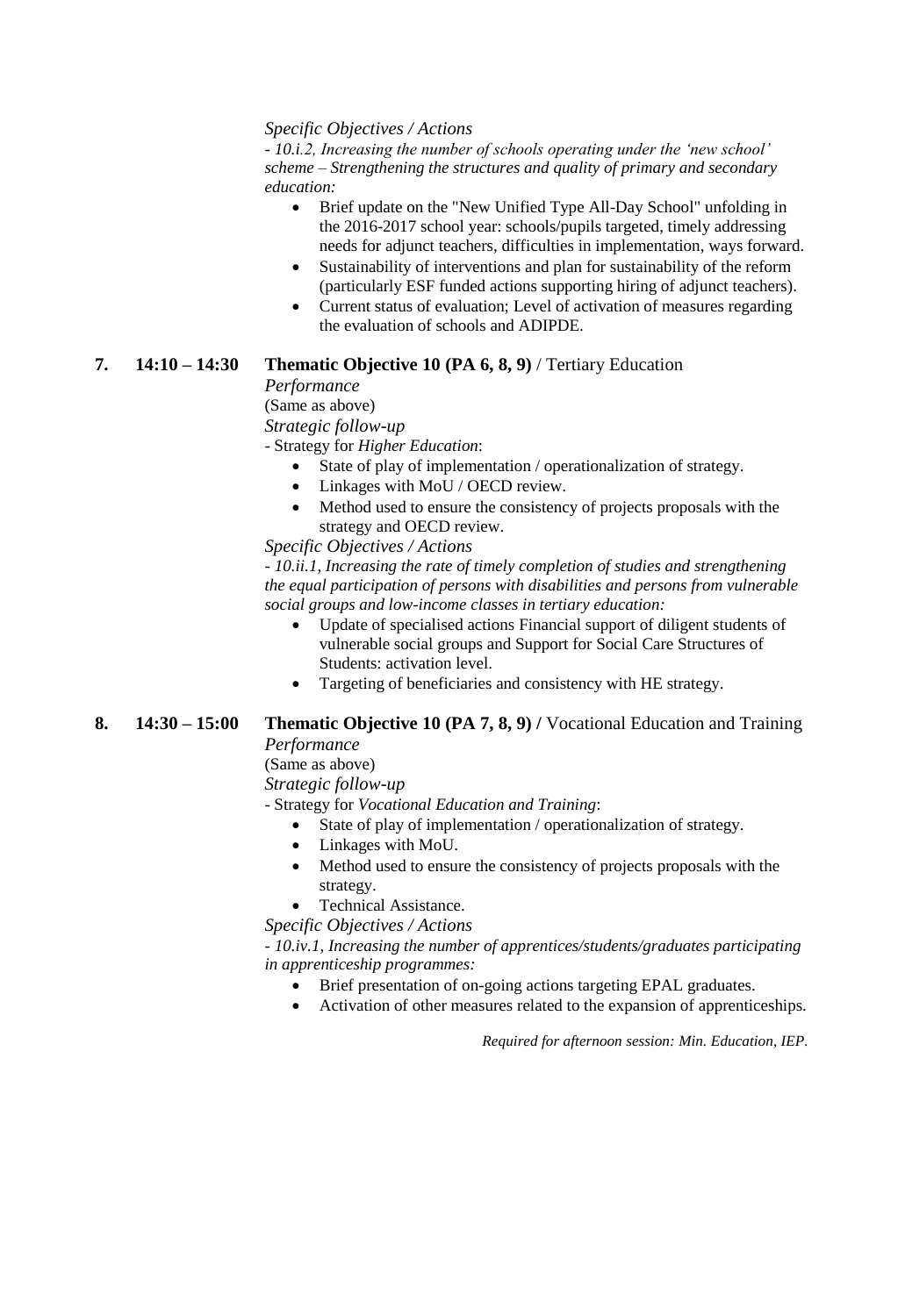*Specific Objectives / Actions*

*- 10.i.2, Increasing the number of schools operating under the 'new school' scheme – Strengthening the structures and quality of primary and secondary education:*

- Brief update on the "New Unified Type All-Day School" unfolding in the 2016-2017 school year: schools/pupils targeted, timely addressing needs for adjunct teachers, difficulties in implementation, ways forward.
- Sustainability of interventions and plan for sustainability of the reform (particularly ESF funded actions supporting hiring of adjunct teachers).
- Current status of evaluation; Level of activation of measures regarding the evaluation of schools and ADIPDE.

**7. 14:10 – 14:30 Thematic Objective 10 (PA 6, 8, 9)** / Tertiary Education

*Performance*

(Same as above)

*Strategic follow-up*

- Strategy for *Higher Education*:

- State of play of implementation / operationalization of strategy.
- Linkages with MoU / OECD review.
- Method used to ensure the consistency of projects proposals with the strategy and OECD review.

*Specific Objectives / Actions*

*- 10.ii.1, Increasing the rate of timely completion of studies and strengthening the equal participation of persons with disabilities and persons from vulnerable social groups and low-income classes in tertiary education:*

- Update of specialised actions Financial support of diligent students of vulnerable social groups and Support for Social Care Structures of Students: activation level.
- Targeting of beneficiaries and consistency with HE strategy.

**8. 14:30 – 15:00 Thematic Objective 10 (PA 7, 8, 9) /** Vocational Education and Training

*Performance*

(Same as above)

*Strategic follow-up*

- Strategy for *Vocational Education and Training*:

- State of play of implementation / operationalization of strategy.
- Linkages with MoU.
- Method used to ensure the consistency of projects proposals with the strategy.
- Technical Assistance.

*Specific Objectives / Actions*

*- 10.iv.1, Increasing the number of apprentices/students/graduates participating in apprenticeship programmes:*

- Brief presentation of on-going actions targeting EPAL graduates.
- Activation of other measures related to the expansion of apprenticeships.

*Required for afternoon session: Min. Education, IEP.*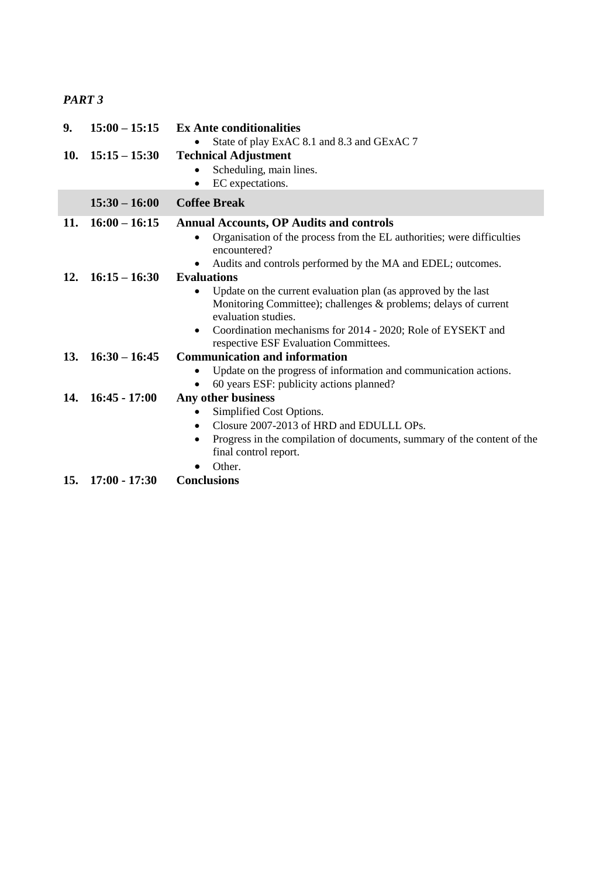*PART 3*

**9. 15:00 – 15:15 Ex Ante conditionalities**

- State of play ExAC 8.1 and 8.3 and GExAC 7

**10. 15:15 – 15:30 Technical Adjustment**

- Scheduling, main lines.
- EC expectations.

**15:30 – 16:00 Coffee Break**

**11. 16:00 – 16:15 Annual Accounts, OP Audits and controls**

- Organisation of the process from the EL authorities; were difficulties encountered?
- Audits and controls performed by the MA and EDEL; outcomes.

**12. 16:15 – 16:30 Evaluations**

- Update on the current evaluation plan (as approved by the last Monitoring Committee); challenges & problems; delays of current evaluation studies.
- Coordination mechanisms for 2014 - 2020; Role of EYSEKT and respective ESF Evaluation Committees.

**13. 16:30 – 16:45 Communication and information**

- Update on the progress of information and communication actions.
- 60 years ESF: publicity actions planned?

**14. 16:45 - 17:00 Any other business**

- Simplified Cost Options.
- Closure 2007-2013 of HRD and EDULLL OPs.
- Progress in the compilation of documents, summary of the content of the final control report.
- Other.

**15. 17:00 - 17:30 Conclusions**